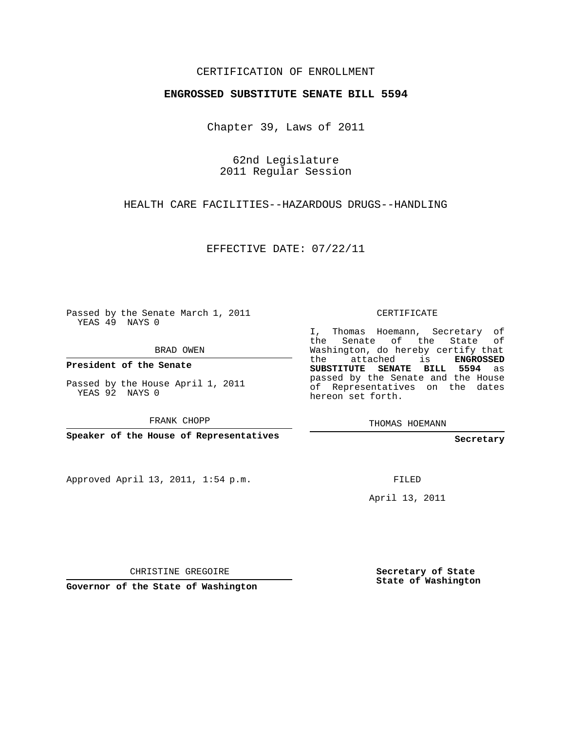CERTIFICATION OF ENROLLMENT

**ENGROSSED SUBSTITUTE SENATE BILL 5594**

Chapter 39, Laws of 2011

62nd Legislature
2011 Regular Session

HEALTH CARE FACILITIES--HAZARDOUS DRUGS--HANDLING

EFFECTIVE DATE: 07/22/11

Passed by the Senate March 1, 2011
YEAS 49 NAYS 0

BRAD OWEN

**President of the Senate**

Passed by the House April 1, 2011
YEAS 92 NAYS 0

FRANK CHOPP

**Speaker of the House of Representatives**

CERTIFICATE

I, Thomas Hoemann, Secretary of the Senate of the State of Washington, do hereby certify that the attached is **ENGROSSED SUBSTITUTE SENATE BILL 5594** as passed by the Senate and the House of Representatives on the dates hereon set forth.

THOMAS HOEMANN

**Secretary**

Approved April 13, 2011, 1:54 p.m.

FILED

April 13, 2011

CHRISTINE GREGOIRE

**Governor of the State of Washington**

**Secretary of State**
**State of Washington**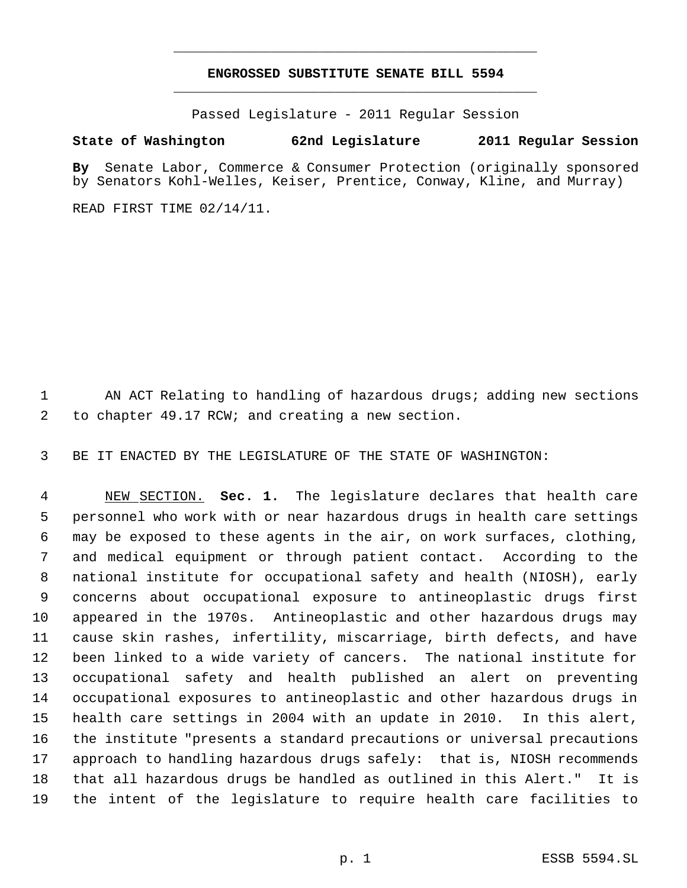# ENGROSSED SUBSTITUTE SENATE BILL 5594

Passed Legislature - 2011 Regular Session

**State of Washington 62nd Legislature 2011 Regular Session**

**By** Senate Labor, Commerce & Consumer Protection (originally sponsored by Senators Kohl-Welles, Keiser, Prentice, Conway, Kline, and Murray)

READ FIRST TIME 02/14/11.

AN ACT Relating to handling of hazardous drugs; adding new sections to chapter 49.17 RCW; and creating a new section.

BE IT ENACTED BY THE LEGISLATURE OF THE STATE OF WASHINGTON:

NEW SECTION. **Sec. 1.** The legislature declares that health care personnel who work with or near hazardous drugs in health care settings may be exposed to these agents in the air, on work surfaces, clothing, and medical equipment or through patient contact. According to the national institute for occupational safety and health (NIOSH), early concerns about occupational exposure to antineoplastic drugs first appeared in the 1970s. Antineoplastic and other hazardous drugs may cause skin rashes, infertility, miscarriage, birth defects, and have been linked to a wide variety of cancers. The national institute for occupational safety and health published an alert on preventing occupational exposures to antineoplastic and other hazardous drugs in health care settings in 2004 with an update in 2010. In this alert, the institute "presents a standard precautions or universal precautions approach to handling hazardous drugs safely: that is, NIOSH recommends that all hazardous drugs be handled as outlined in this Alert." It is the intent of the legislature to require health care facilities to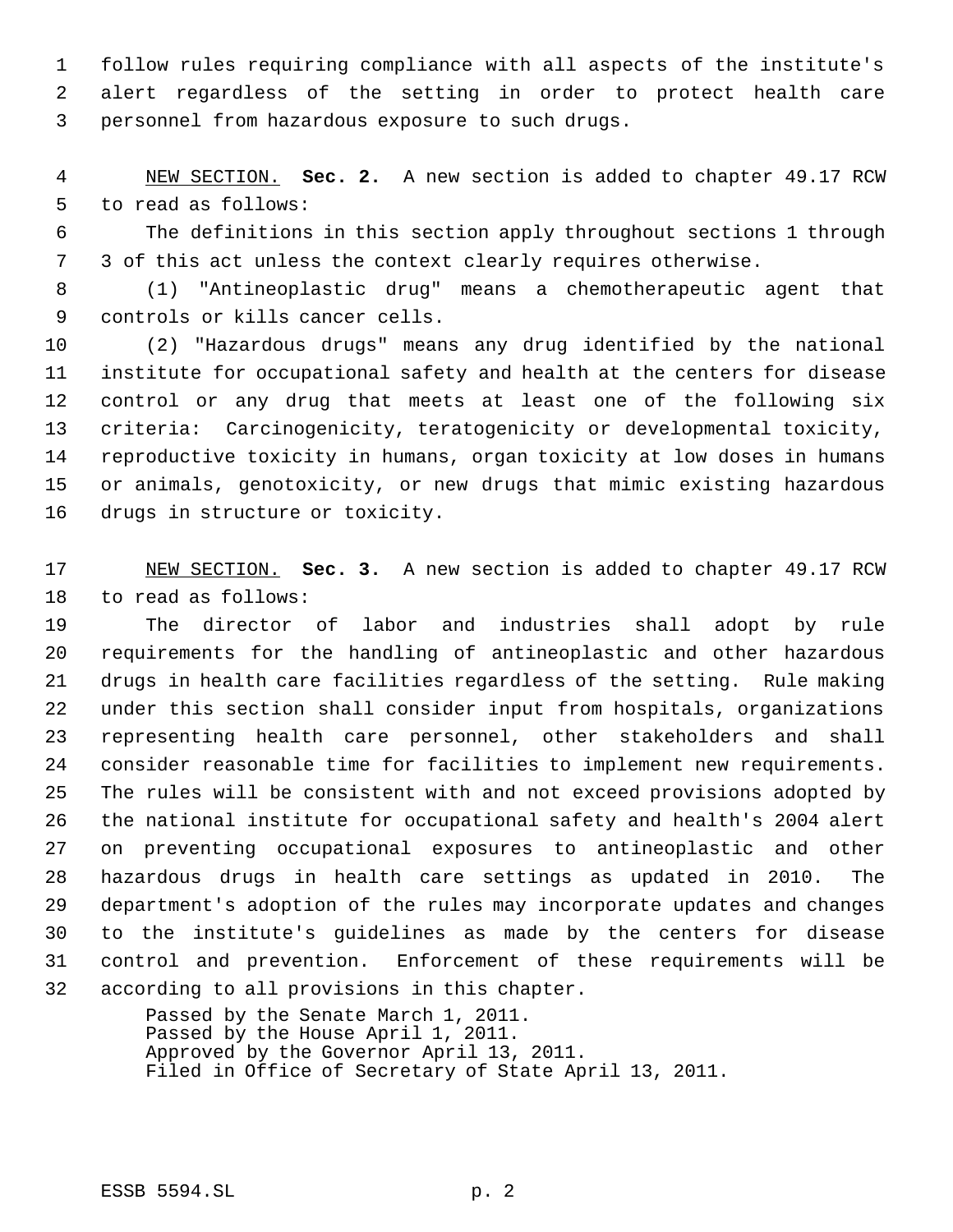follow rules requiring compliance with all aspects of the institute's alert regardless of the setting in order to protect health care personnel from hazardous exposure to such drugs.

NEW SECTION. **Sec. 2.** A new section is added to chapter 49.17 RCW to read as follows:

The definitions in this section apply throughout sections 1 through 3 of this act unless the context clearly requires otherwise.

(1) "Antineoplastic drug" means a chemotherapeutic agent that controls or kills cancer cells.

(2) "Hazardous drugs" means any drug identified by the national institute for occupational safety and health at the centers for disease control or any drug that meets at least one of the following six criteria: Carcinogenicity, teratogenicity or developmental toxicity, reproductive toxicity in humans, organ toxicity at low doses in humans or animals, genotoxicity, or new drugs that mimic existing hazardous drugs in structure or toxicity.

NEW SECTION. **Sec. 3.** A new section is added to chapter 49.17 RCW to read as follows:

The director of labor and industries shall adopt by rule requirements for the handling of antineoplastic and other hazardous drugs in health care facilities regardless of the setting. Rule making under this section shall consider input from hospitals, organizations representing health care personnel, other stakeholders and shall consider reasonable time for facilities to implement new requirements. The rules will be consistent with and not exceed provisions adopted by the national institute for occupational safety and health's 2004 alert on preventing occupational exposures to antineoplastic and other hazardous drugs in health care settings as updated in 2010. The department's adoption of the rules may incorporate updates and changes to the institute's guidelines as made by the centers for disease control and prevention. Enforcement of these requirements will be according to all provisions in this chapter.

Passed by the Senate March 1, 2011.
Passed by the House April 1, 2011.
Approved by the Governor April 13, 2011.
Filed in Office of Secretary of State April 13, 2011.